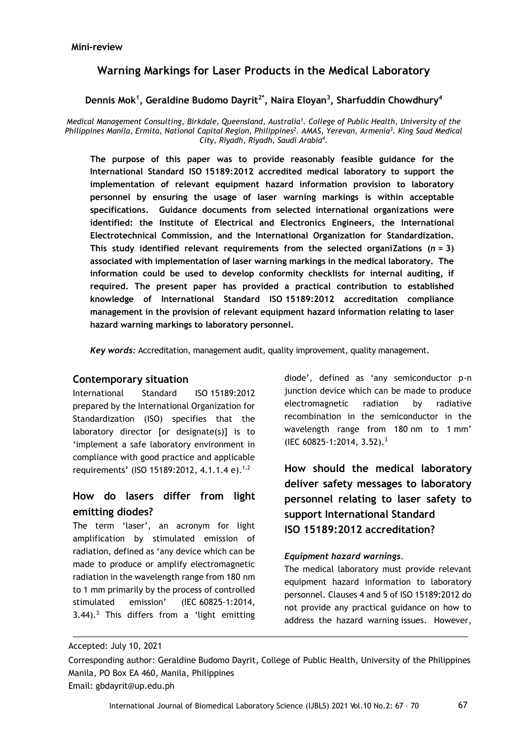**Mini-review**

# Warning Markings for Laser Products in the Medical Laboratory

**Dennis Mok[1], Geraldine Budomo Dayrit[2*], Naira Eloyan[3], Sharfuddin Chowdhury[4]**

*Medical Management Consulting, Birkdale, Queensland, Australia[1]. College of Public Health, University of the Philippines Manila, Ermita, National Capital Region, Philippines[2]. AMAS, Yerevan, Armenia[3]. King Saud Medical City, Riyadh, Riyadh, Saudi Arabia[4].*

**The purpose of this paper was to provide reasonably feasible guidance for the International Standard ISO 15189:2012 accredited medical laboratory to support the implementation of relevant equipment hazard information provision to laboratory personnel by ensuring the usage of laser warning markings is within acceptable specifications. Guidance documents from selected international organizations were identified: the Institute of Electrical and Electronics Engineers, the International Electrotechnical Commission, and the International Organization for Standardization. This study identified relevant requirements from the selected organiZations (*n* = 3) associated with implementation of laser warning markings in the medical laboratory. The information could be used to develop conformity checklists for internal auditing, if required. The present paper has provided a practical contribution to established knowledge of International Standard ISO 15189:2012 accreditation compliance management in the provision of relevant equipment hazard information relating to laser hazard warning markings to laboratory personnel.**

***Key words:*** Accreditation, management audit, quality improvement, quality management.

## Contemporary situation

International Standard ISO 15189:2012 prepared by the International Organization for Standardization (ISO) specifies that the laboratory director [or designate(s)] is to 'implement a safe laboratory environment in compliance with good practice and applicable requirements' (ISO 15189:2012, 4.1.1.4 e).[1,2]

## How do lasers differ from light emitting diodes?

The term 'laser', an acronym for light amplification by stimulated emission of radiation, defined as 'any device which can be made to produce or amplify electromagnetic radiation in the wavelength range from 180 nm to 1 mm primarily by the process of controlled stimulated emission' (IEC 60825-1:2014, 3.44).[3] This differs from a 'light emitting diode', defined as 'any semiconductor p-n junction device which can be made to produce electromagnetic radiation by radiative recombination in the semiconductor in the wavelength range from 180 nm to 1 mm' (IEC 60825-1:2014, 3.52).[3]

## How should the medical laboratory deliver safety messages to laboratory personnel relating to laser safety to support International Standard ISO 15189:2012 accreditation?

### *Equipment hazard warnings.*

The medical laboratory must provide relevant equipment hazard information to laboratory personnel. Clauses 4 and 5 of ISO 15189:2012 do not provide any practical guidance on how to address the hazard warning issues. However,

Accepted: July 10, 2021

Corresponding author: Geraldine Budomo Dayrit, College of Public Health, University of the Philippines Manila, PO Box EA 460, Manila, Philippines
Email: gbdayrit@up.edu.ph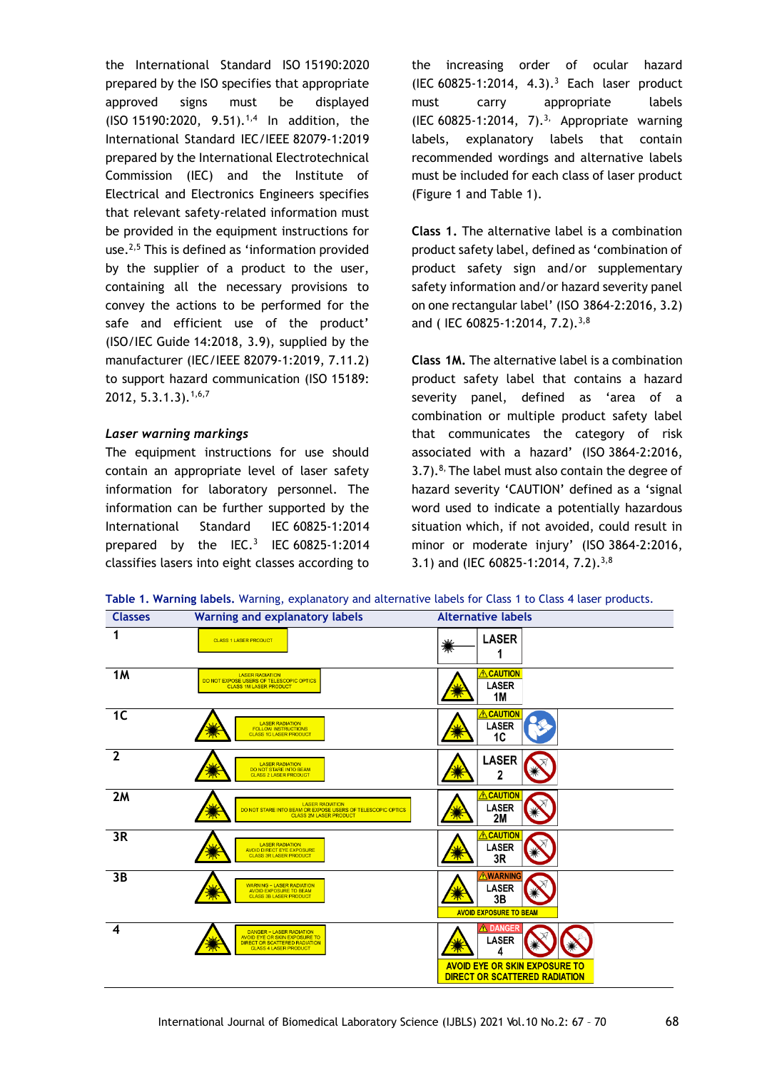the International Standard ISO 15190:2020 prepared by the ISO specifies that appropriate approved signs must be displayed (ISO 15190:2020, 9.51).[1,4] In addition, the International Standard IEC/IEEE 82079-1:2019 prepared by the International Electrotechnical Commission (IEC) and the Institute of Electrical and Electronics Engineers specifies that relevant safety-related information must be provided in the equipment instructions for use.[2,5] This is defined as 'information provided by the supplier of a product to the user, containing all the necessary provisions to convey the actions to be performed for the safe and efficient use of the product' (ISO/IEC Guide 14:2018, 3.9), supplied by the manufacturer (IEC/IEEE 82079-1:2019, 7.11.2) to support hazard communication (ISO 15189: 2012, 5.3.1.3).[1,6,7]

### *Laser warning markings*

The equipment instructions for use should contain an appropriate level of laser safety information for laboratory personnel. The information can be further supported by the International Standard IEC 60825-1:2014 prepared by the IEC.[3] IEC 60825-1:2014 classifies lasers into eight classes according to the increasing order of ocular hazard (IEC 60825-1:2014, 4.3).[3] Each laser product must carry appropriate labels (IEC 60825-1:2014, 7).[3,] Appropriate warning labels, explanatory labels that contain recommended wordings and alternative labels must be included for each class of laser product (Figure 1 and Table 1).

**Class 1.** The alternative label is a combination product safety label, defined as 'combination of product safety sign and/or supplementary safety information and/or hazard severity panel on one rectangular label' (ISO 3864-2:2016, 3.2) and ( IEC 60825-1:2014, 7.2).[3,8]

**Class 1M.** The alternative label is a combination product safety label that contains a hazard severity panel, defined as 'area of a combination or multiple product safety label that communicates the category of risk associated with a hazard' (ISO 3864-2:2016, 3.7).[8,] The label must also contain the degree of hazard severity 'CAUTION' defined as a 'signal word used to indicate a potentially hazardous situation which, if not avoided, could result in minor or moderate injury' (ISO 3864-2:2016, 3.1) and (IEC 60825-1:2014, 7.2).[3,8]

**Table 1. Warning labels.** Warning, explanatory and alternative labels for Class 1 to Class 4 laser products.

| Classes | Warning and explanatory labels | Alternative labels |
|---|---|---|
| 1 | CLASS 1 LASER PRODUCT | LASER 1 |
| 1M | LASER RADIATION DO NOT EXPOSE USERS OF TELESCOPIC OPTICS CLASS 1M LASER PRODUCT | ⚠CAUTION LASER 1M |
| 1C | LASER RADIATION FOLLOW INSTRUCTIONS CLASS 1C LASER PRODUCT | ⚠CAUTION LASER 1C |
| 2 | LASER RADIATION DO NOT STARE INTO BEAM CLASS 2 LASER PRODUCT | LASER 2 |
| 2M | LASER RADIATION DO NOT STARE INTO BEAM OR EXPOSE USERS OF TELESCOPIC OPTICS CLASS 2M LASER PRODUCT | ⚠CAUTION LASER 2M |
| 3R | LASER RADIATION AVOID DIRECT EYE EXPOSURE CLASS 3R LASER PRODUCT | ⚠CAUTION LASER 3R |
| 3B | WARNING – LASER RADIATION AVOID EXPOSURE TO BEAM CLASS 3B LASER PRODUCT | ⚠WARNING LASER 3B AVOID EXPOSURE TO BEAM |
| 4 | DANGER – LASER RADIATION AVOID EYE OR SKIN EXPOSURE TO DIRECT OR SCATTERED RADIATION CLASS 4 LASER PRODUCT | ⚠DANGER LASER 4 AVOID EYE OR SKIN EXPOSURE TO DIRECT OR SCATTERED RADIATION |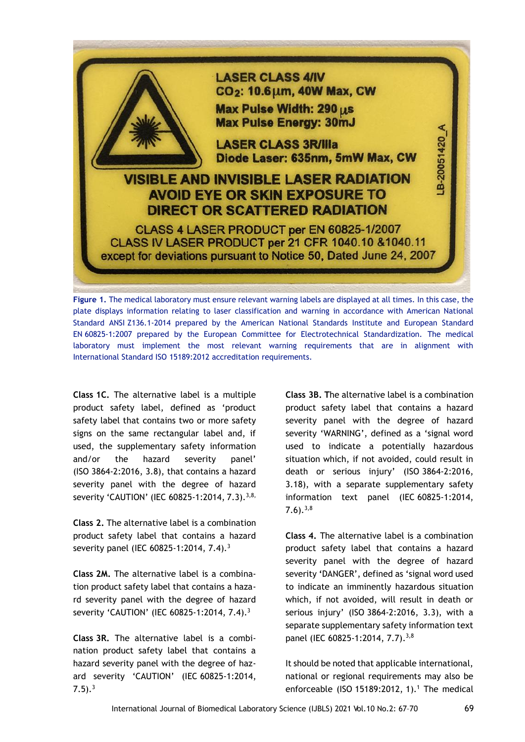**Figure 1.** The medical laboratory must ensure relevant warning labels are displayed at all times. In this case, the plate displays information relating to laser classification and warning in accordance with American National Standard ANSI Z136.1-2014 prepared by the American National Standards Institute and European Standard EN 60825-1:2007 prepared by the European Committee for Electrotechnical Standardization. The medical laboratory must implement the most relevant warning requirements that are in alignment with International Standard ISO 15189:2012 accreditation requirements.

**Class 1C.** The alternative label is a multiple product safety label, defined as 'product safety label that contains two or more safety signs on the same rectangular label and, if used, the supplementary safety information and/or the hazard severity panel' (ISO 3864-2:2016, 3.8), that contains a hazard severity panel with the degree of hazard severity 'CAUTION' (IEC 60825-1:2014, 7.3).[3,8]

**Class 2.** The alternative label is a combination product safety label that contains a hazard severity panel (IEC 60825-1:2014, 7.4).[3]

**Class 2M.** The alternative label is a combination product safety label that contains a hazard severity panel with the degree of hazard severity 'CAUTION' (IEC 60825-1:2014, 7.4).[3]

**Class 3R.** The alternative label is a combination product safety label that contains a hazard severity panel with the degree of hazard severity 'CAUTION' (IEC 60825-1:2014, 7.5).[3]

**Class 3B.** The alternative label is a combination product safety label that contains a hazard severity panel with the degree of hazard severity 'WARNING', defined as a 'signal word used to indicate a potentially hazardous situation which, if not avoided, could result in death or serious injury' (ISO 3864-2:2016, 3.18), with a separate supplementary safety information text panel (IEC 60825-1:2014, 7.6).[3,8]

**Class 4.** The alternative label is a combination product safety label that contains a hazard severity panel with the degree of hazard severity 'DANGER', defined as 'signal word used to indicate an imminently hazardous situation which, if not avoided, will result in death or serious injury' (ISO 3864-2:2016, 3.3), with a separate supplementary safety information text panel (IEC 60825-1:2014, 7.7).[3,8]

It should be noted that applicable international, national or regional requirements may also be enforceable (ISO 15189:2012, 1).[1] The medical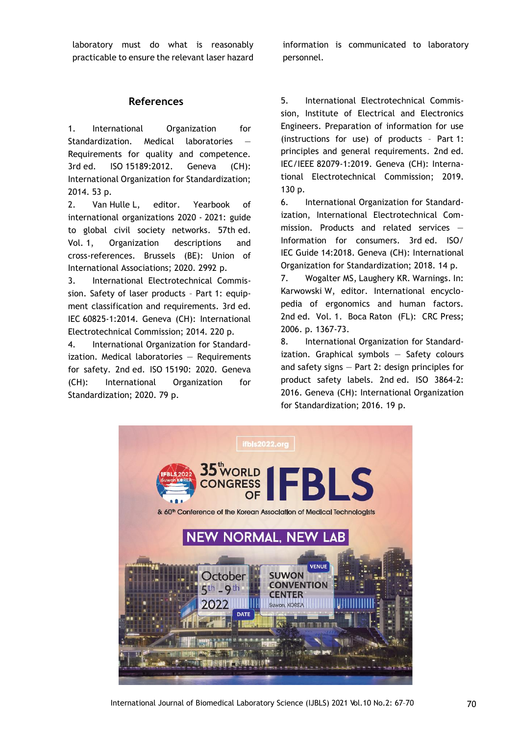laboratory must do what is reasonably practicable to ensure the relevant laser hazard information is communicated to laboratory personnel.

## References

1. International Organization for Standardization. Medical laboratories — Requirements for quality and competence. 3rd ed. ISO 15189:2012. Geneva (CH): International Organization for Standardization; 2014. 53 p.
2. Van Hulle L, editor. Yearbook of international organizations 2020 - 2021: guide to global civil society networks. 57th ed. Vol. 1, Organization descriptions and cross-references. Brussels (BE): Union of International Associations; 2020. 2992 p.
3. International Electrotechnical Commission. Safety of laser products - Part 1: equipment classification and requirements. 3rd ed. IEC 60825-1:2014. Geneva (CH): International Electrotechnical Commission; 2014. 220 p.
4. International Organization for Standardization. Medical laboratories — Requirements for safety. 2nd ed. ISO 15190: 2020. Geneva (CH): International Organization for Standardization; 2020. 79 p.
5. International Electrotechnical Commission, Institute of Electrical and Electronics Engineers. Preparation of information for use (instructions for use) of products - Part 1: principles and general requirements. 2nd ed. IEC/IEEE 82079-1:2019. Geneva (CH): International Electrotechnical Commission; 2019. 130 p.
6. International Organization for Standardization, International Electrotechnical Commission. Products and related services — Information for consumers. 3rd ed. ISO/IEC Guide 14:2018. Geneva (CH): International Organization for Standardization; 2018. 14 p.
7. Wogalter MS, Laughery KR. Warnings. In: Karwowski W, editor. International encyclopedia of ergonomics and human factors. 2nd ed. Vol. 1. Boca Raton (FL): CRC Press; 2006. p. 1367-73.
8. International Organization for Standardization. Graphical symbols — Safety colours and safety signs — Part 2: design principles for product safety labels. 2nd ed. ISO 3864-2: 2016. Geneva (CH): International Organization for Standardization; 2016. 19 p.